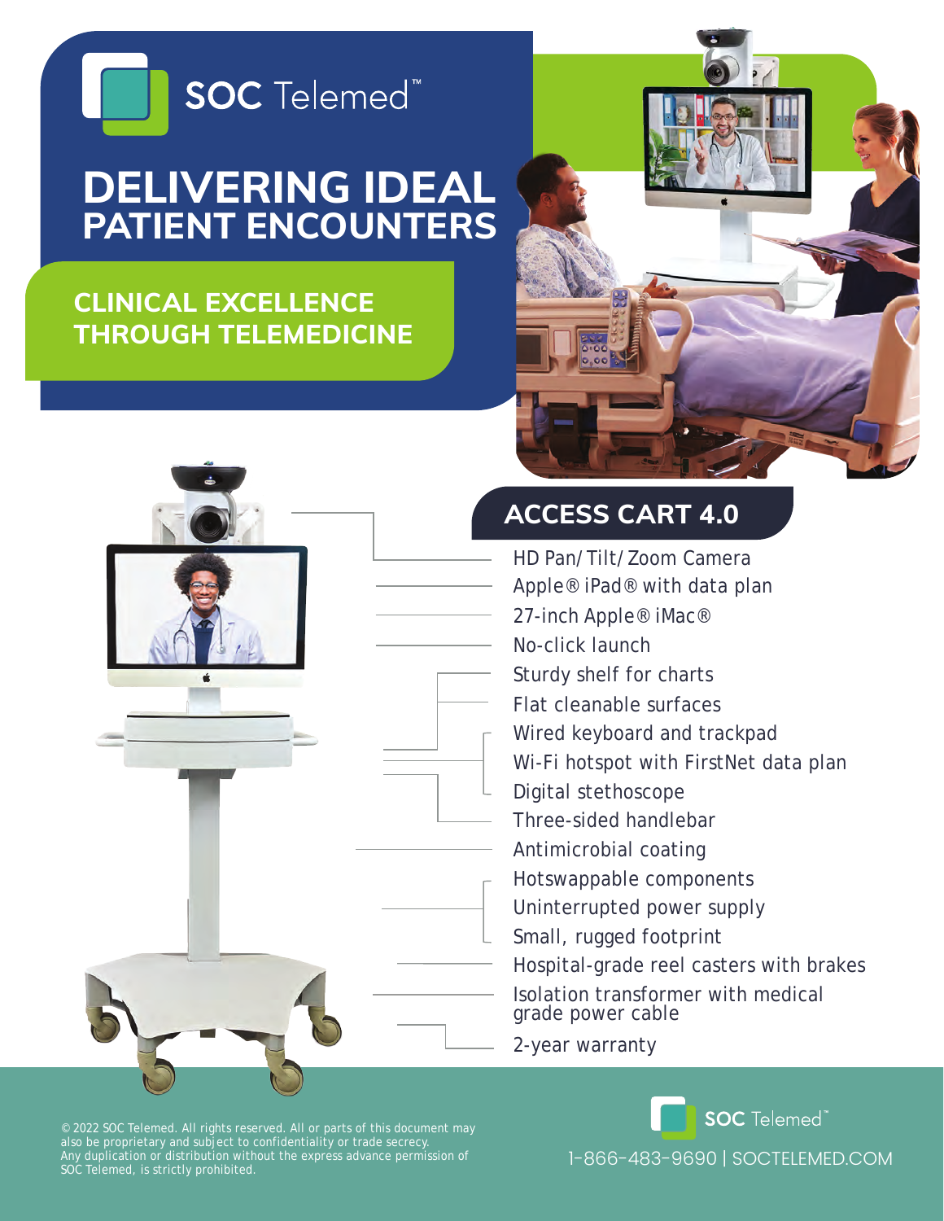SOC Telemed™

# DELIVERING IDEAL PATIENT ENCOUNTERS

## CLINICAL EXCELLENCE THROUGH TELEMEDICINE

## ACCESS CART 4.0

- HD Pan/Tilt/Zoom Camera
- Apple® iPad® with data plan
- 27-inch Apple® iMac®
- No-click launch
- Sturdy shelf for charts
- Flat cleanable surfaces
- Wired keyboard and trackpad
- Wi-Fi hotspot with FirstNet data plan
- Digital stethoscope
- Three-sided handlebar
- Antimicrobial coating
- Hotswappable components
- Uninterrupted power supply
- Small, rugged footprint
- Hospital-grade reel casters with brakes
- Isolation transformer with medical grade power cable
- 2-year warranty

© 2022 SOC Telemed. All rights reserved. All or parts of this document may also be proprietary and subject to confidentiality or trade secrecy. Any duplication or distribution without the express advance permission of SOC Telemed, is strictly prohibited.

SOC Telemed™

1-866-483-9690 | SOCTELEMED.COM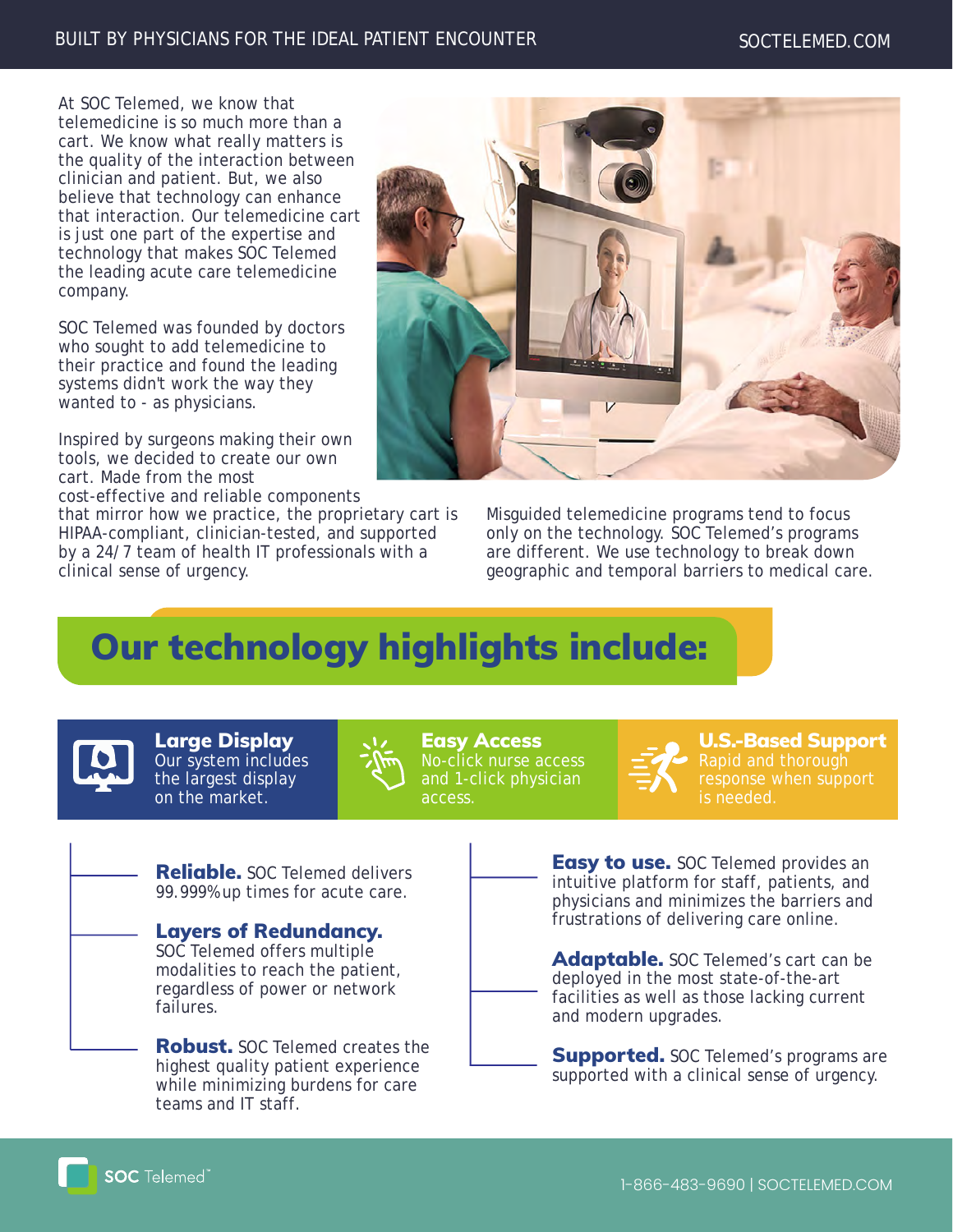At SOC Telemed, we know that telemedicine is so much more than a cart. We know what really matters is the quality of the interaction between clinician and patient. But, we also believe that technology can enhance that interaction. Our telemedicine cart is just one part of the expertise and technology that makes SOC Telemed the leading acute care telemedicine company.

SOC Telemed was founded by doctors who sought to add telemedicine to their practice and found the leading systems didn't work the way they wanted to - as physicians.

Inspired by surgeons making their own tools, we decided to create our own cart. Made from the most cost-effective and reliable components that mirror how we practice, the proprietary cart is HIPAA-compliant, clinician-tested, and supported by a 24/7 team of health IT professionals with a clinical sense of urgency.

Misguided telemedicine programs tend to focus only on the technology. SOC Telemed's programs are different. We use technology to break down geographic and temporal barriers to medical care.

## Our technology highlights include:

**Large Display**
Our system includes the largest display on the market.

**Easy Access**
No-click nurse access and 1-click physician access.

**U.S.-Based Support**
Rapid and thorough response when support is needed.

**Reliable.** SOC Telemed delivers 99.999% up times for acute care.

**Layers of Redundancy.** SOC Telemed offers multiple modalities to reach the patient, regardless of power or network failures.

**Robust.** SOC Telemed creates the highest quality patient experience while minimizing burdens for care teams and IT staff.

**Easy to use.** SOC Telemed provides an intuitive platform for staff, patients, and physicians and minimizes the barriers and frustrations of delivering care online.

**Adaptable.** SOC Telemed's cart can be deployed in the most state-of-the-art facilities as well as those lacking current and modern upgrades.

**Supported.** SOC Telemed's programs are supported with a clinical sense of urgency.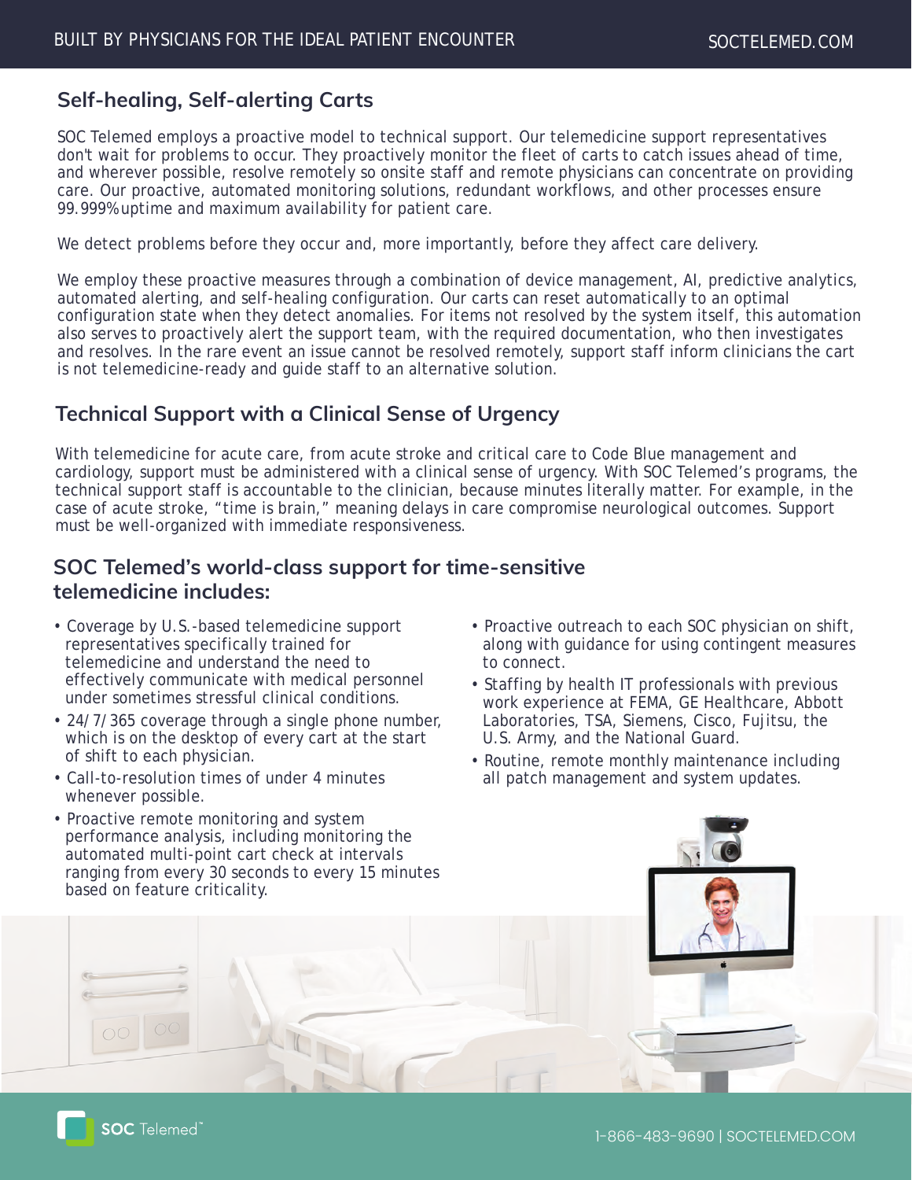## Self-healing, Self-alerting Carts

SOC Telemed employs a proactive model to technical support. Our telemedicine support representatives don't wait for problems to occur. They proactively monitor the fleet of carts to catch issues ahead of time, and wherever possible, resolve remotely so onsite staff and remote physicians can concentrate on providing care. Our proactive, automated monitoring solutions, redundant workflows, and other processes ensure 99.999% uptime and maximum availability for patient care.

We detect problems before they occur and, more importantly, before they affect care delivery.

We employ these proactive measures through a combination of device management, AI, predictive analytics, automated alerting, and self-healing configuration. Our carts can reset automatically to an optimal configuration state when they detect anomalies. For items not resolved by the system itself, this automation also serves to proactively alert the support team, with the required documentation, who then investigates and resolves. In the rare event an issue cannot be resolved remotely, support staff inform clinicians the cart is not telemedicine-ready and guide staff to an alternative solution.

## Technical Support with a Clinical Sense of Urgency

With telemedicine for acute care, from acute stroke and critical care to Code Blue management and cardiology, support must be administered with a clinical sense of urgency. With SOC Telemed's programs, the technical support staff is accountable to the clinician, because minutes literally matter. For example, in the case of acute stroke, "time is brain," meaning delays in care compromise neurological outcomes. Support must be well-organized with immediate responsiveness.

## SOC Telemed's world-class support for time-sensitive telemedicine includes:

- Coverage by U.S.-based telemedicine support representatives specifically trained for telemedicine and understand the need to effectively communicate with medical personnel under sometimes stressful clinical conditions.
- 24/7/365 coverage through a single phone number, which is on the desktop of every cart at the start of shift to each physician.
- Call-to-resolution times of under 4 minutes whenever possible.
- Proactive remote monitoring and system performance analysis, including monitoring the automated multi-point cart check at intervals ranging from every 30 seconds to every 15 minutes based on feature criticality.
- Proactive outreach to each SOC physician on shift, along with guidance for using contingent measures to connect.
- Staffing by health IT professionals with previous work experience at FEMA, GE Healthcare, Abbott Laboratories, TSA, Siemens, Cisco, Fujitsu, the U.S. Army, and the National Guard.
- Routine, remote monthly maintenance including all patch management and system updates.

SOC Telemed™

1-866-483-9690 | SOCTELEMED.COM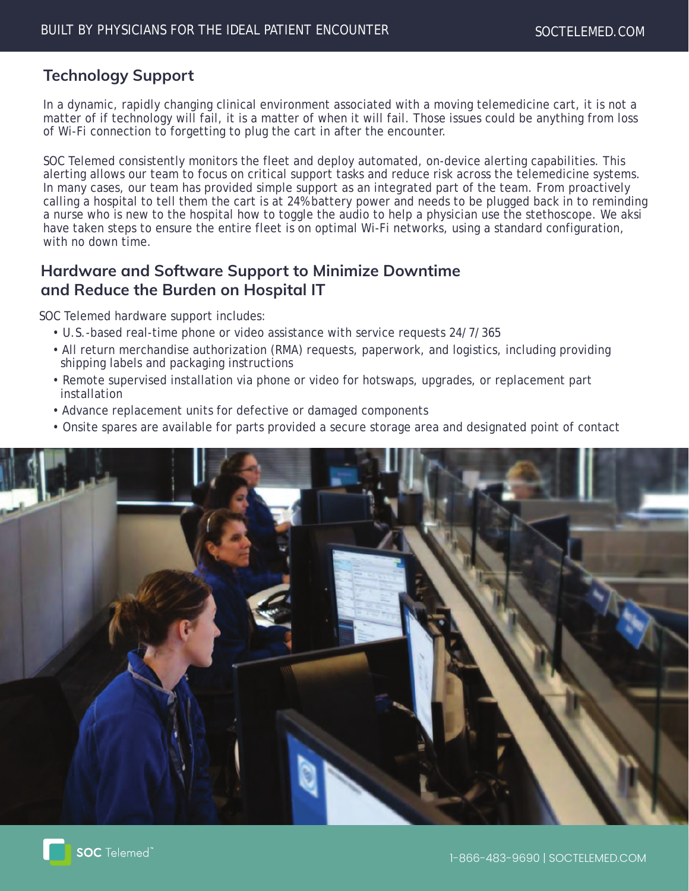## Technology Support

In a dynamic, rapidly changing clinical environment associated with a moving telemedicine cart, it is not a matter of if technology will fail, it is a matter of when it will fail. Those issues could be anything from loss of Wi-Fi connection to forgetting to plug the cart in after the encounter.

SOC Telemed consistently monitors the fleet and deploy automated, on-device alerting capabilities. This alerting allows our team to focus on critical support tasks and reduce risk across the telemedicine systems. In many cases, our team has provided simple support as an integrated part of the team. From proactively calling a hospital to tell them the cart is at 24% battery power and needs to be plugged back in to reminding a nurse who is new to the hospital how to toggle the audio to help a physician use the stethoscope. We aksi have taken steps to ensure the entire fleet is on optimal Wi-Fi networks, using a standard configuration, with no down time.

## Hardware and Software Support to Minimize Downtime and Reduce the Burden on Hospital IT

SOC Telemed hardware support includes:

- U.S.-based real-time phone or video assistance with service requests 24/7/365
- All return merchandise authorization (RMA) requests, paperwork, and logistics, including providing shipping labels and packaging instructions
- Remote supervised installation via phone or video for hotswaps, upgrades, or replacement part installation
- Advance replacement units for defective or damaged components
- Onsite spares are available for parts provided a secure storage area and designated point of contact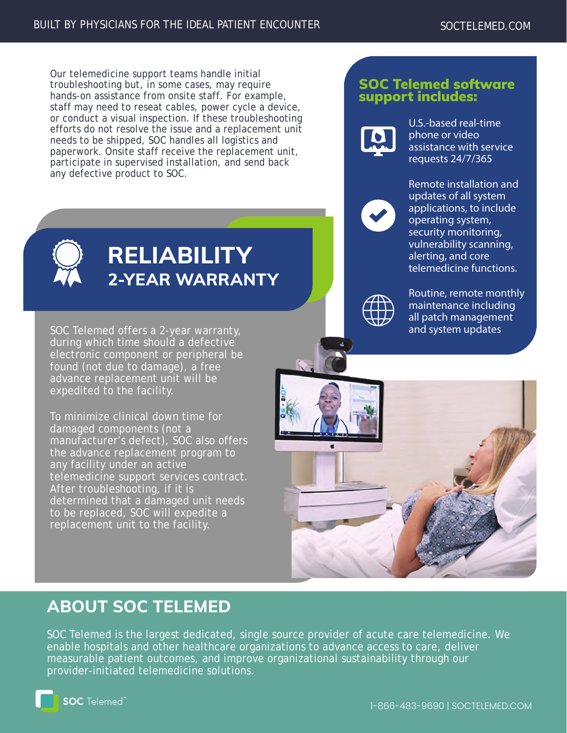Our telemedicine support teams handle initial troubleshooting but, in some cases, may require hands-on assistance from onsite staff. For example, staff may need to reseat cables, power cycle a device, or conduct a visual inspection. If these troubleshooting efforts do not resolve the issue and a replacement unit needs to be shipped, SOC handles all logistics and paperwork. Onsite staff receive the replacement unit, participate in supervised installation, and send back any defective product to SOC.

## SOC Telemed software support includes:

- U.S.-based real-time phone or video assistance with service requests 24/7/365
- Remote installation and updates of all system applications, to include operating system, security monitoring, vulnerability scanning, alerting, and core telemedicine functions.
- Routine, remote monthly maintenance including all patch management and system updates

## RELIABILITY
### 2-YEAR WARRANTY

SOC Telemed offers a 2-year warranty, during which time should a defective electronic component or peripheral be found (not due to damage), a free advance replacement unit will be expedited to the facility.

To minimize clinical down time for damaged components (not a manufacturer's defect), SOC also offers the advance replacement program to any facility under an active telemedicine support services contract. After troubleshooting, if it is determined that a damaged unit needs to be replaced, SOC will expedite a replacement unit to the facility.

## ABOUT SOC TELEMED

SOC Telemed is the largest dedicated, single source provider of acute care telemedicine. We enable hospitals and other healthcare organizations to advance access to care, deliver measurable patient outcomes, and improve organizational sustainability through our provider-initiated telemedicine solutions.

SOC Telemed™

1-866-483-9690 | SOCTELEMED.COM